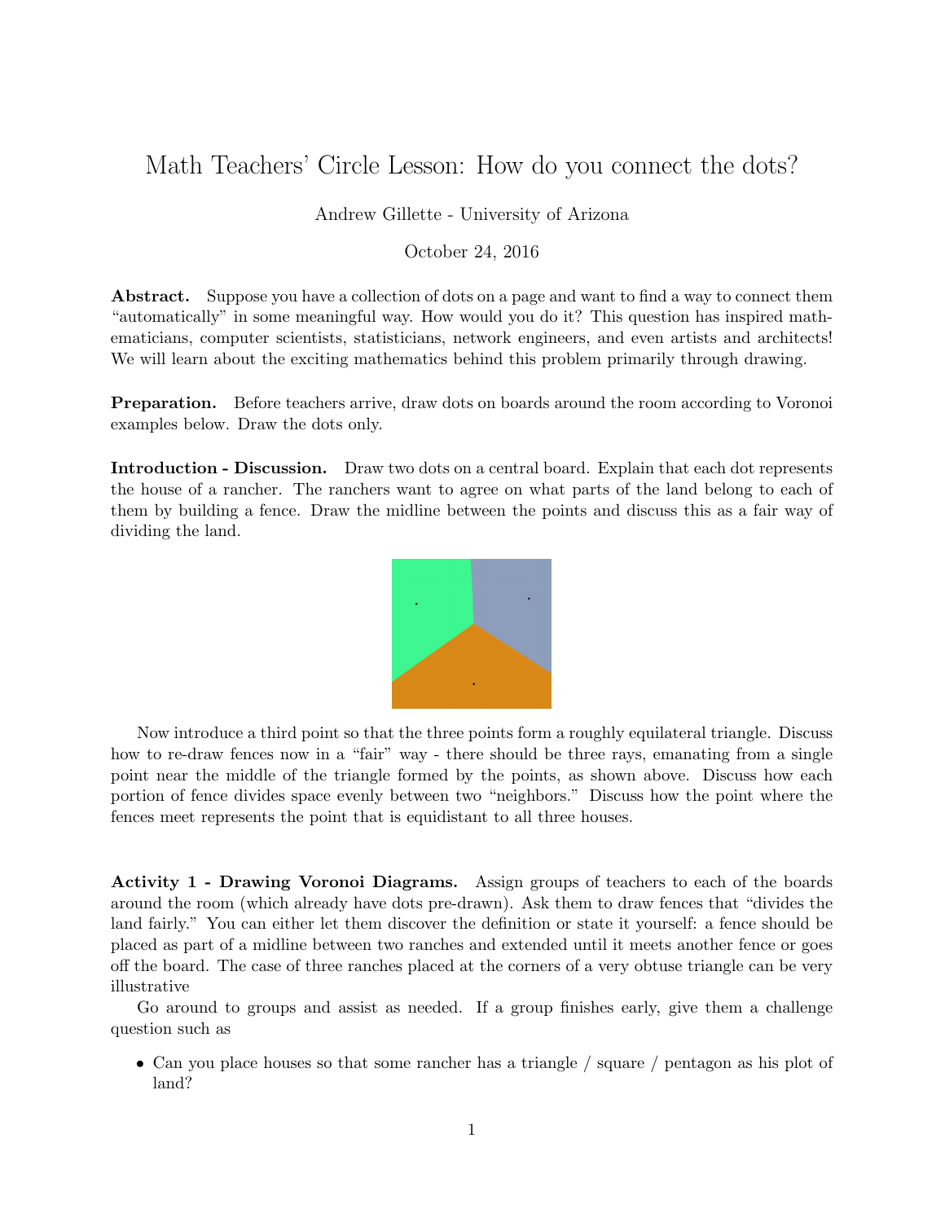# Math Teachers' Circle Lesson: How do you connect the dots?

Andrew Gillette - University of Arizona

October 24, 2016

**Abstract.** Suppose you have a collection of dots on a page and want to find a way to connect them "automatically" in some meaningful way. How would you do it? This question has inspired mathematicians, computer scientists, statisticians, network engineers, and even artists and architects! We will learn about the exciting mathematics behind this problem primarily through drawing.

**Preparation.** Before teachers arrive, draw dots on boards around the room according to Voronoi examples below. Draw the dots only.

**Introduction - Discussion.** Draw two dots on a central board. Explain that each dot represents the house of a rancher. The ranchers want to agree on what parts of the land belong to each of them by building a fence. Draw the midline between the points and discuss this as a fair way of dividing the land.

Now introduce a third point so that the three points form a roughly equilateral triangle. Discuss how to re-draw fences now in a "fair" way - there should be three rays, emanating from a single point near the middle of the triangle formed by the points, as shown above. Discuss how each portion of fence divides space evenly between two "neighbors." Discuss how the point where the fences meet represents the point that is equidistant to all three houses.

**Activity 1 - Drawing Voronoi Diagrams.** Assign groups of teachers to each of the boards around the room (which already have dots pre-drawn). Ask them to draw fences that "divides the land fairly." You can either let them discover the definition or state it yourself: a fence should be placed as part of a midline between two ranches and extended until it meets another fence or goes off the board. The case of three ranches placed at the corners of a very obtuse triangle can be very illustrative

Go around to groups and assist as needed. If a group finishes early, give them a challenge question such as

- Can you place houses so that some rancher has a triangle / square / pentagon as his plot of land?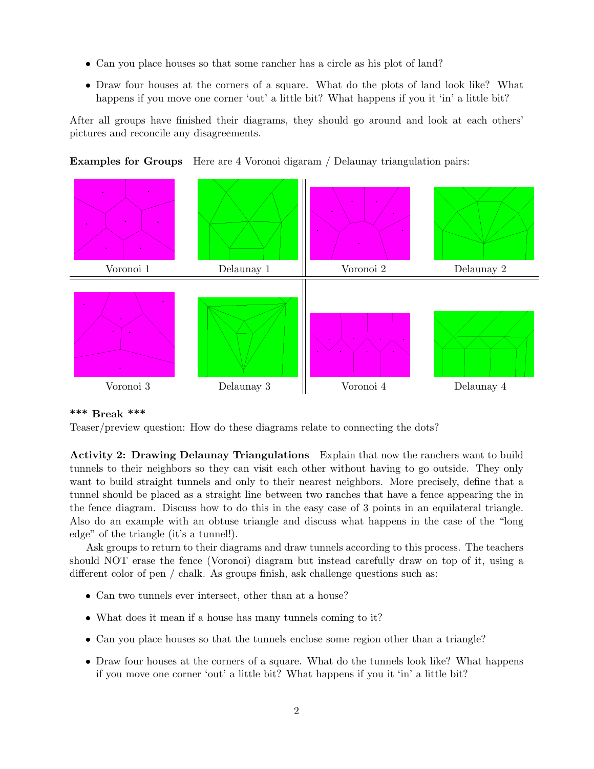- Can you place houses so that some rancher has a circle as his plot of land?
- Draw four houses at the corners of a square. What do the plots of land look like? What happens if you move one corner 'out' a little bit? What happens if you it 'in' a little bit?

After all groups have finished their diagrams, they should go around and look at each others' pictures and reconcile any disagreements.

**Examples for Groups** Here are 4 Voronoi digaram / Delaunay triangulation pairs:

Voronoi 1 Delaunay 1 Voronoi 2 Delaunay 2

Voronoi 3 Delaunay 3 Voronoi 4 Delaunay 4

**\*\*\* Break \*\*\***
Teaser/preview question: How do these diagrams relate to connecting the dots?

**Activity 2: Drawing Delaunay Triangulations** Explain that now the ranchers want to build tunnels to their neighbors so they can visit each other without having to go outside. They only want to build straight tunnels and only to their nearest neighbors. More precisely, define that a tunnel should be placed as a straight line between two ranches that have a fence appearing the in the fence diagram. Discuss how to do this in the easy case of 3 points in an equilateral triangle. Also do an example with an obtuse triangle and discuss what happens in the case of the "long edge" of the triangle (it's a tunnel!).

Ask groups to return to their diagrams and draw tunnels according to this process. The teachers should NOT erase the fence (Voronoi) diagram but instead carefully draw on top of it, using a different color of pen / chalk. As groups finish, ask challenge questions such as:

- Can two tunnels ever intersect, other than at a house?
- What does it mean if a house has many tunnels coming to it?
- Can you place houses so that the tunnels enclose some region other than a triangle?
- Draw four houses at the corners of a square. What do the tunnels look like? What happens if you move one corner 'out' a little bit? What happens if you it 'in' a little bit?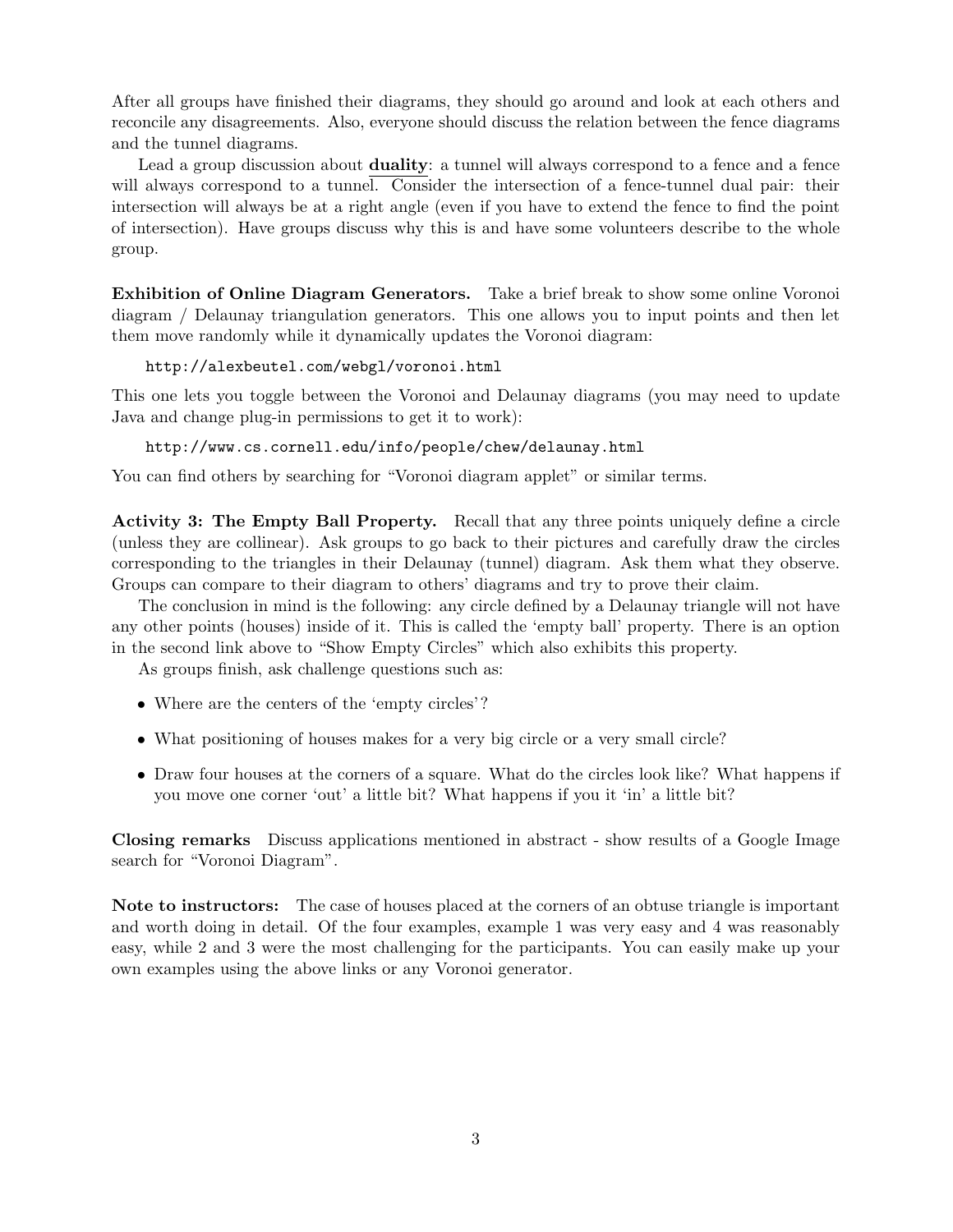After all groups have finished their diagrams, they should go around and look at each others and reconcile any disagreements. Also, everyone should discuss the relation between the fence diagrams and the tunnel diagrams.

Lead a group discussion about **duality**: a tunnel will always correspond to a fence and a fence will always correspond to a tunnel. Consider the intersection of a fence-tunnel dual pair: their intersection will always be at a right angle (even if you have to extend the fence to find the point of intersection). Have groups discuss why this is and have some volunteers describe to the whole group.

**Exhibition of Online Diagram Generators.** Take a brief break to show some online Voronoi diagram / Delaunay triangulation generators. This one allows you to input points and then let them move randomly while it dynamically updates the Voronoi diagram:

```
http://alexbeutel.com/webgl/voronoi.html
```

This one lets you toggle between the Voronoi and Delaunay diagrams (you may need to update Java and change plug-in permissions to get it to work):

```
http://www.cs.cornell.edu/info/people/chew/delaunay.html
```

You can find others by searching for "Voronoi diagram applet" or similar terms.

**Activity 3: The Empty Ball Property.** Recall that any three points uniquely define a circle (unless they are collinear). Ask groups to go back to their pictures and carefully draw the circles corresponding to the triangles in their Delaunay (tunnel) diagram. Ask them what they observe. Groups can compare to their diagram to others' diagrams and try to prove their claim.

The conclusion in mind is the following: any circle defined by a Delaunay triangle will not have any other points (houses) inside of it. This is called the 'empty ball' property. There is an option in the second link above to "Show Empty Circles" which also exhibits this property.

As groups finish, ask challenge questions such as:

- Where are the centers of the 'empty circles'?
- What positioning of houses makes for a very big circle or a very small circle?
- Draw four houses at the corners of a square. What do the circles look like? What happens if you move one corner 'out' a little bit? What happens if you it 'in' a little bit?

**Closing remarks** Discuss applications mentioned in abstract - show results of a Google Image search for "Voronoi Diagram".

**Note to instructors:** The case of houses placed at the corners of an obtuse triangle is important and worth doing in detail. Of the four examples, example 1 was very easy and 4 was reasonably easy, while 2 and 3 were the most challenging for the participants. You can easily make up your own examples using the above links or any Voronoi generator.